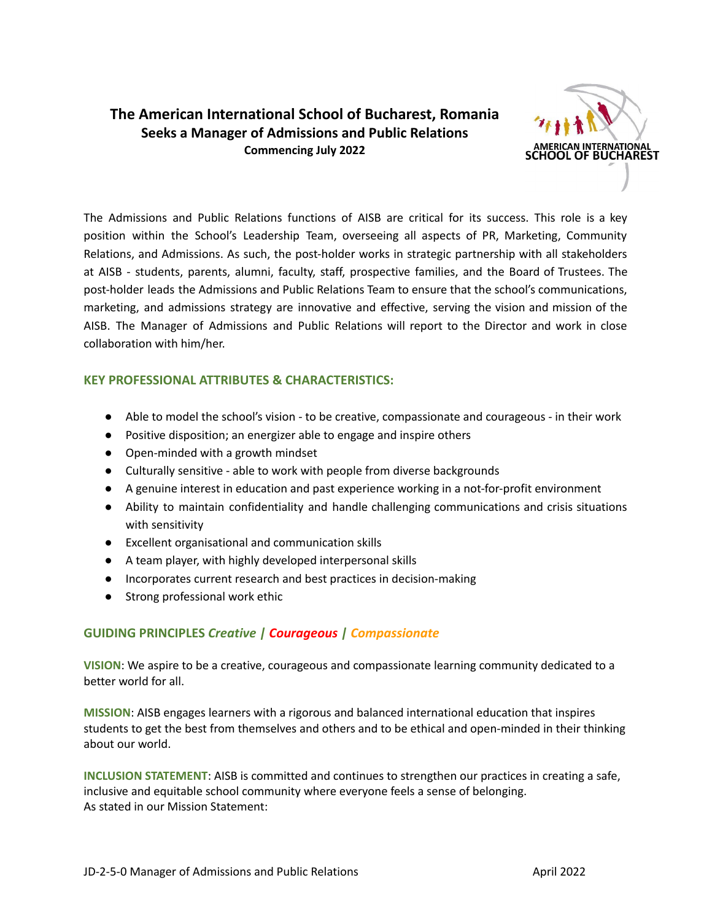# The American International School of Bucharest, Romania
## Seeks a Manager of Admissions and Public Relations
**Commencing July 2022**

AMERICAN INTERNATIONAL SCHOOL OF BUCHAREST

The Admissions and Public Relations functions of AISB are critical for its success. This role is a key position within the School's Leadership Team, overseeing all aspects of PR, Marketing, Community Relations, and Admissions. As such, the post-holder works in strategic partnership with all stakeholders at AISB - students, parents, alumni, faculty, staff, prospective families, and the Board of Trustees. The post-holder leads the Admissions and Public Relations Team to ensure that the school's communications, marketing, and admissions strategy are innovative and effective, serving the vision and mission of the AISB. The Manager of Admissions and Public Relations will report to the Director and work in close collaboration with him/her.

### KEY PROFESSIONAL ATTRIBUTES & CHARACTERISTICS:

- Able to model the school's vision - to be creative, compassionate and courageous - in their work
- Positive disposition; an energizer able to engage and inspire others
- Open-minded with a growth mindset
- Culturally sensitive - able to work with people from diverse backgrounds
- A genuine interest in education and past experience working in a not-for-profit environment
- Ability to maintain confidentiality and handle challenging communications and crisis situations with sensitivity
- Excellent organisational and communication skills
- A team player, with highly developed interpersonal skills
- Incorporates current research and best practices in decision-making
- Strong professional work ethic

### GUIDING PRINCIPLES *Creative* | *Courageous* | *Compassionate*

**VISION**: We aspire to be a creative, courageous and compassionate learning community dedicated to a better world for all.

**MISSION**: AISB engages learners with a rigorous and balanced international education that inspires students to get the best from themselves and others and to be ethical and open-minded in their thinking about our world.

**INCLUSION STATEMENT**: AISB is committed and continues to strengthen our practices in creating a safe, inclusive and equitable school community where everyone feels a sense of belonging.
As stated in our Mission Statement: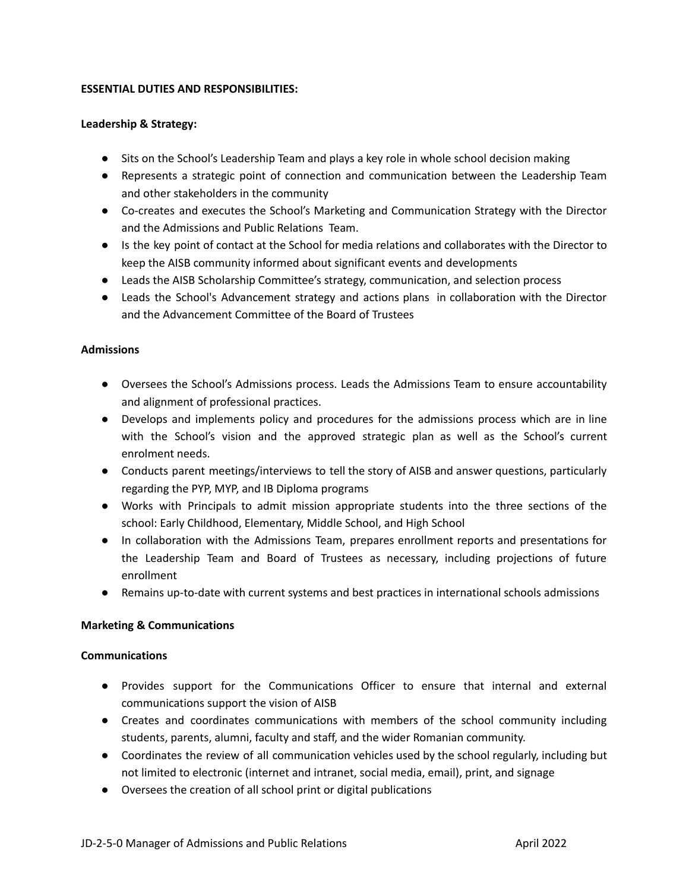**ESSENTIAL DUTIES AND RESPONSIBILITIES:**

**Leadership & Strategy:**

- Sits on the School's Leadership Team and plays a key role in whole school decision making
- Represents a strategic point of connection and communication between the Leadership Team and other stakeholders in the community
- Co-creates and executes the School's Marketing and Communication Strategy with the Director and the Admissions and Public Relations Team.
- Is the key point of contact at the School for media relations and collaborates with the Director to keep the AISB community informed about significant events and developments
- Leads the AISB Scholarship Committee's strategy, communication, and selection process
- Leads the School's Advancement strategy and actions plans in collaboration with the Director and the Advancement Committee of the Board of Trustees

**Admissions**

- Oversees the School's Admissions process. Leads the Admissions Team to ensure accountability and alignment of professional practices.
- Develops and implements policy and procedures for the admissions process which are in line with the School's vision and the approved strategic plan as well as the School's current enrolment needs.
- Conducts parent meetings/interviews to tell the story of AISB and answer questions, particularly regarding the PYP, MYP, and IB Diploma programs
- Works with Principals to admit mission appropriate students into the three sections of the school: Early Childhood, Elementary, Middle School, and High School
- In collaboration with the Admissions Team, prepares enrollment reports and presentations for the Leadership Team and Board of Trustees as necessary, including projections of future enrollment
- Remains up-to-date with current systems and best practices in international schools admissions

**Marketing & Communications**

**Communications**

- Provides support for the Communications Officer to ensure that internal and external communications support the vision of AISB
- Creates and coordinates communications with members of the school community including students, parents, alumni, faculty and staff, and the wider Romanian community.
- Coordinates the review of all communication vehicles used by the school regularly, including but not limited to electronic (internet and intranet, social media, email), print, and signage
- Oversees the creation of all school print or digital publications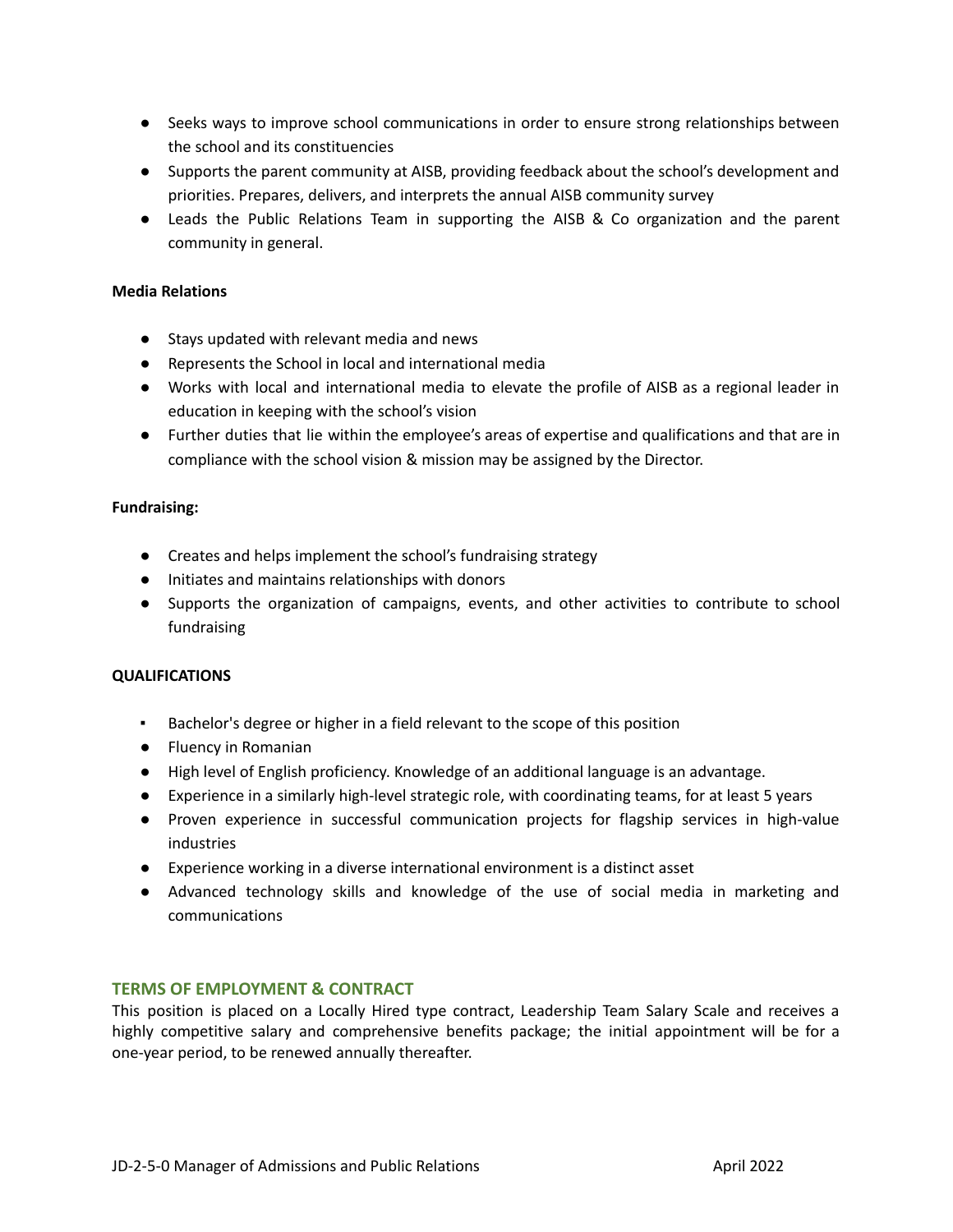- Seeks ways to improve school communications in order to ensure strong relationships between the school and its constituencies
- Supports the parent community at AISB, providing feedback about the school's development and priorities. Prepares, delivers, and interprets the annual AISB community survey
- Leads the Public Relations Team in supporting the AISB & Co organization and the parent community in general.

**Media Relations**

- Stays updated with relevant media and news
- Represents the School in local and international media
- Works with local and international media to elevate the profile of AISB as a regional leader in education in keeping with the school's vision
- Further duties that lie within the employee's areas of expertise and qualifications and that are in compliance with the school vision & mission may be assigned by the Director.

**Fundraising:**

- Creates and helps implement the school's fundraising strategy
- Initiates and maintains relationships with donors
- Supports the organization of campaigns, events, and other activities to contribute to school fundraising

**QUALIFICATIONS**

- Bachelor's degree or higher in a field relevant to the scope of this position
- Fluency in Romanian
- High level of English proficiency. Knowledge of an additional language is an advantage.
- Experience in a similarly high-level strategic role, with coordinating teams, for at least 5 years
- Proven experience in successful communication projects for flagship services in high-value industries
- Experience working in a diverse international environment is a distinct asset
- Advanced technology skills and knowledge of the use of social media in marketing and communications

## TERMS OF EMPLOYMENT & CONTRACT

This position is placed on a Locally Hired type contract, Leadership Team Salary Scale and receives a highly competitive salary and comprehensive benefits package; the initial appointment will be for a one-year period, to be renewed annually thereafter.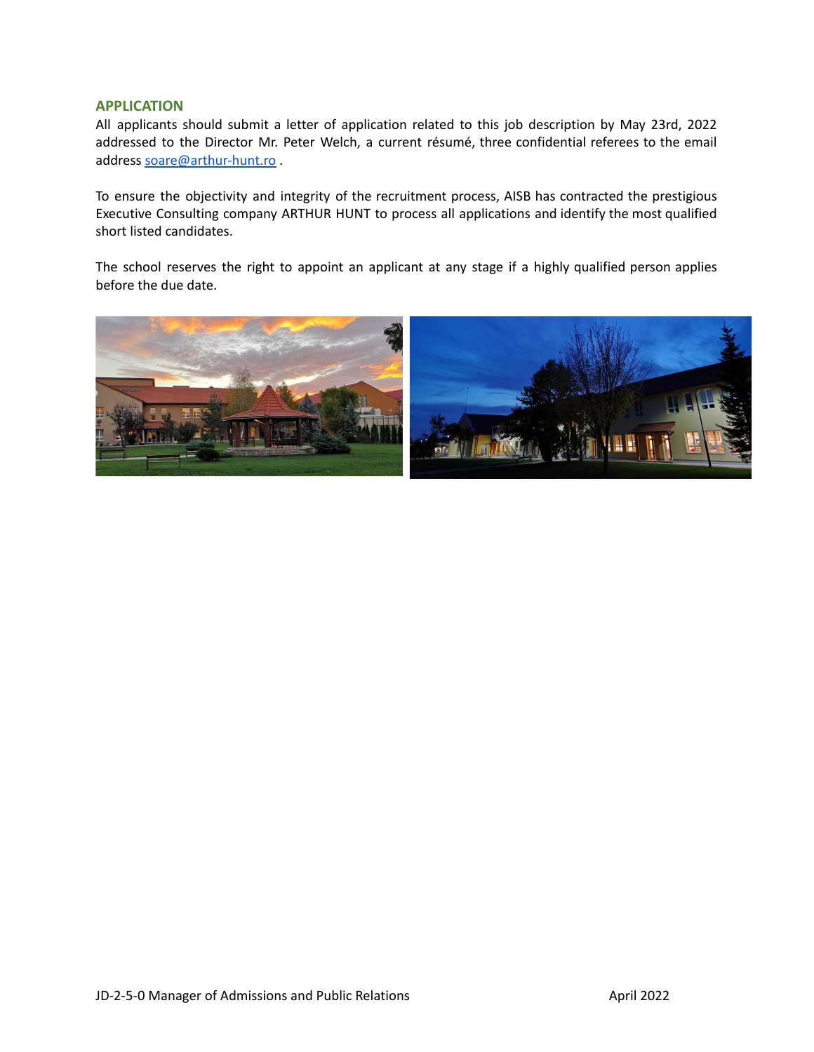## APPLICATION

All applicants should submit a letter of application related to this job description by May 23rd, 2022 addressed to the Director Mr. Peter Welch, a current résumé, three confidential referees to the email address soare@arthur-hunt.ro .

To ensure the objectivity and integrity of the recruitment process, AISB has contracted the prestigious Executive Consulting company ARTHUR HUNT to process all applications and identify the most qualified short listed candidates.

The school reserves the right to appoint an applicant at any stage if a highly qualified person applies before the due date.